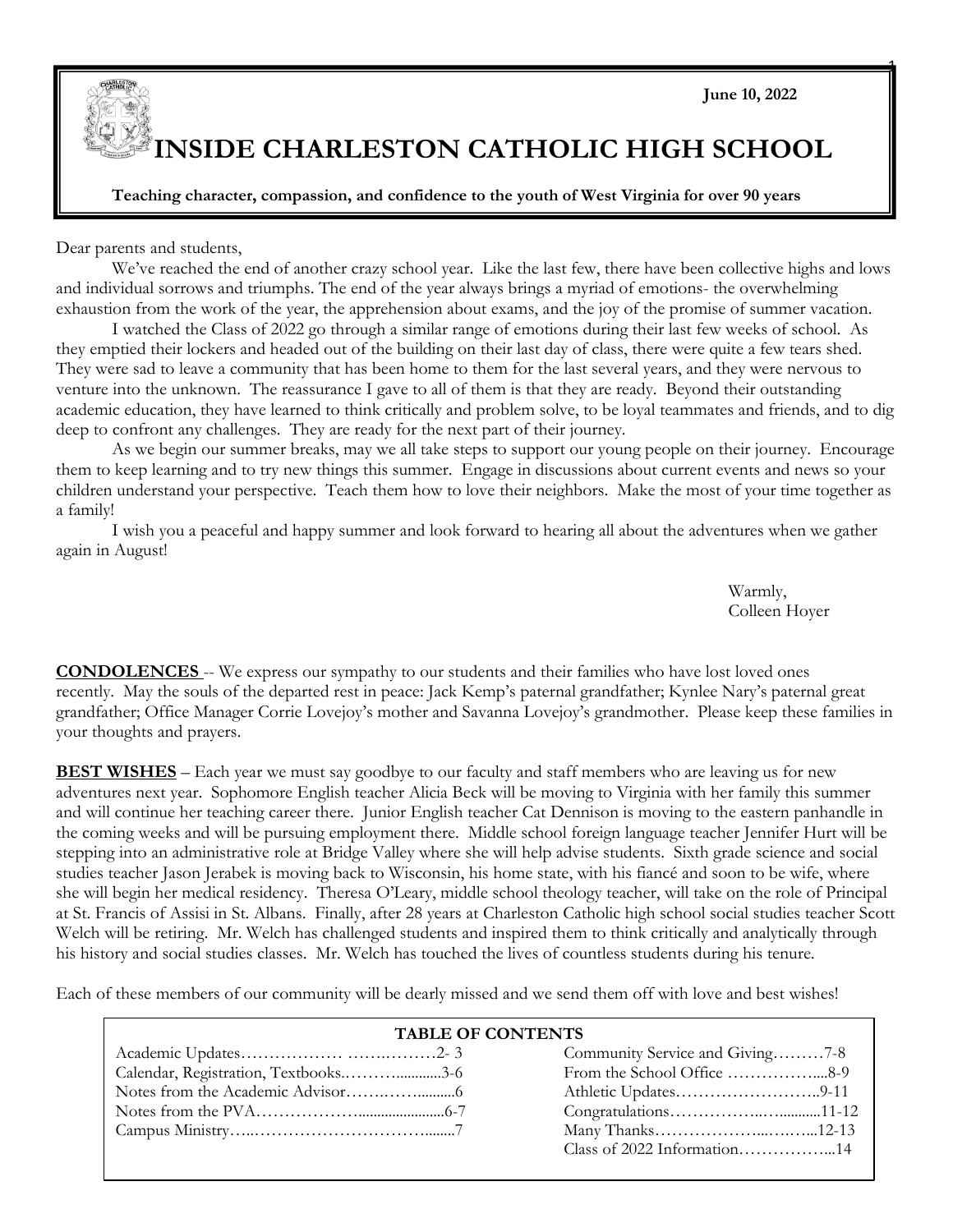June 10, 2022

# INSIDE CHARLESTON CATHOLIC HIGH SCHOOL

**Teaching character, compassion, and confidence to the youth of West Virginia for over 90 years**

Dear parents and students,

We've reached the end of another crazy school year. Like the last few, there have been collective highs and lows and individual sorrows and triumphs. The end of the year always brings a myriad of emotions- the overwhelming exhaustion from the work of the year, the apprehension about exams, and the joy of the promise of summer vacation.

I watched the Class of 2022 go through a similar range of emotions during their last few weeks of school. As they emptied their lockers and headed out of the building on their last day of class, there were quite a few tears shed. They were sad to leave a community that has been home to them for the last several years, and they were nervous to venture into the unknown. The reassurance I gave to all of them is that they are ready. Beyond their outstanding academic education, they have learned to think critically and problem solve, to be loyal teammates and friends, and to dig deep to confront any challenges. They are ready for the next part of their journey.

As we begin our summer breaks, may we all take steps to support our young people on their journey. Encourage them to keep learning and to try new things this summer. Engage in discussions about current events and news so your children understand your perspective. Teach them how to love their neighbors. Make the most of your time together as a family!

I wish you a peaceful and happy summer and look forward to hearing all about the adventures when we gather again in August!

Warmly,
Colleen Hoyer

**CONDOLENCES** -- We express our sympathy to our students and their families who have lost loved ones recently. May the souls of the departed rest in peace: Jack Kemp's paternal grandfather; Kynlee Nary's paternal great grandfather; Office Manager Corrie Lovejoy's mother and Savanna Lovejoy's grandmother. Please keep these families in your thoughts and prayers.

**BEST WISHES** – Each year we must say goodbye to our faculty and staff members who are leaving us for new adventures next year. Sophomore English teacher Alicia Beck will be moving to Virginia with her family this summer and will continue her teaching career there. Junior English teacher Cat Dennison is moving to the eastern panhandle in the coming weeks and will be pursuing employment there. Middle school foreign language teacher Jennifer Hurt will be stepping into an administrative role at Bridge Valley where she will help advise students. Sixth grade science and social studies teacher Jason Jerabek is moving back to Wisconsin, his home state, with his fiancé and soon to be wife, where she will begin her medical residency. Theresa O'Leary, middle school theology teacher, will take on the role of Principal at St. Francis of Assisi in St. Albans. Finally, after 28 years at Charleston Catholic high school social studies teacher Scott Welch will be retiring. Mr. Welch has challenged students and inspired them to think critically and analytically through his history and social studies classes. Mr. Welch has touched the lives of countless students during his tenure.

Each of these members of our community will be dearly missed and we send them off with love and best wishes!

**TABLE OF CONTENTS**

| | |
|---|---|
| Academic Updates……………… ……………2- 3 | Community Service and Giving………7-8 |
| Calendar, Registration, Textbooks.………..........3-6 | From the School Office ……………....8-9 |
| Notes from the Academic Advisor…….……..........6 | Athletic Updates……………………..9-11 |
| Notes from the PVA……………….....................6-7 | Congratulations……………..….........11-12 |
| Campus Ministry…..……………………………........7 | Many Thanks………………...……...12-13 |
| | Class of 2022 Information……………...14 |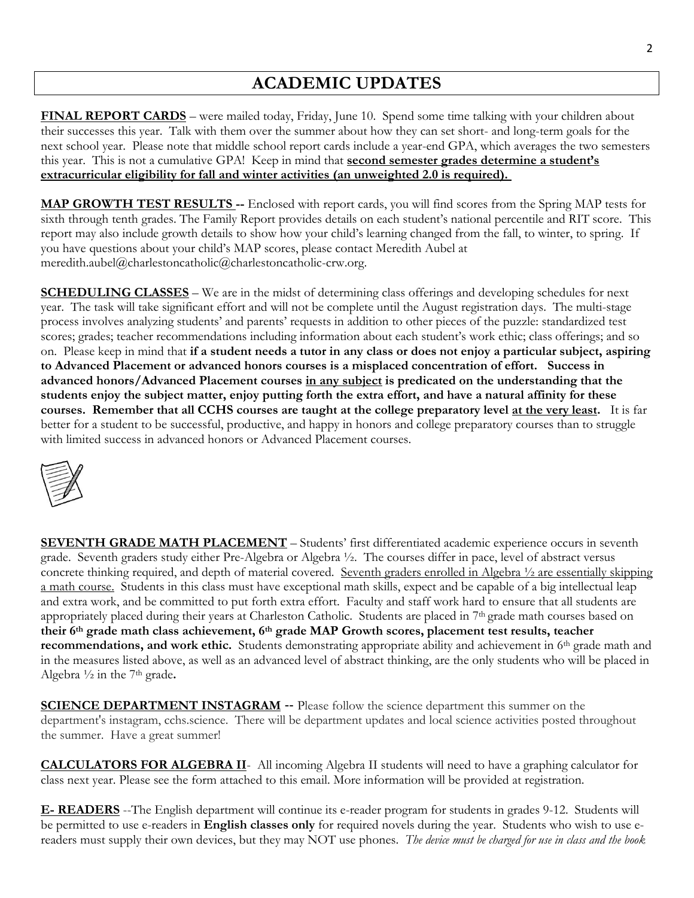# ACADEMIC UPDATES

**<u>FINAL REPORT CARDS</u>** – were mailed today, Friday, June 10. Spend some time talking with your children about their successes this year. Talk with them over the summer about how they can set short- and long-term goals for the next school year. Please note that middle school report cards include a year-end GPA, which averages the two semesters this year. This is not a cumulative GPA! Keep in mind that **<u>second semester grades determine a student's extracurricular eligibility for fall and winter activities (an unweighted 2.0 is required).</u>**

**<u>MAP GROWTH TEST RESULTS</u> --** Enclosed with report cards, you will find scores from the Spring MAP tests for sixth through tenth grades. The Family Report provides details on each student's national percentile and RIT score. This report may also include growth details to show how your child's learning changed from the fall, to winter, to spring. If you have questions about your child's MAP scores, please contact Meredith Aubel at meredith.aubel@charlestoncatholic@charlestoncatholic-crw.org.

**<u>SCHEDULING CLASSES</u>** – We are in the midst of determining class offerings and developing schedules for next year. The task will take significant effort and will not be complete until the August registration days. The multi-stage process involves analyzing students' and parents' requests in addition to other pieces of the puzzle: standardized test scores; grades; teacher recommendations including information about each student's work ethic; class offerings; and so on. Please keep in mind that **if a student needs a tutor in any class or does not enjoy a particular subject, aspiring to Advanced Placement or advanced honors courses is a misplaced concentration of effort. Success in advanced honors/Advanced Placement courses <u>in any subject</u> is predicated on the understanding that the students enjoy the subject matter, enjoy putting forth the extra effort, and have a natural affinity for these courses. Remember that all CCHS courses are taught at the college preparatory level <u>at the very least</u>.** It is far better for a student to be successful, productive, and happy in honors and college preparatory courses than to struggle with limited success in advanced honors or Advanced Placement courses.

**<u>SEVENTH GRADE MATH PLACEMENT</u>** – Students' first differentiated academic experience occurs in seventh grade. Seventh graders study either Pre-Algebra or Algebra ½. The courses differ in pace, level of abstract versus concrete thinking required, and depth of material covered. <u>Seventh graders enrolled in Algebra ½ are essentially skipping a math course.</u> Students in this class must have exceptional math skills, expect and be capable of a big intellectual leap and extra work, and be committed to put forth extra effort. Faculty and staff work hard to ensure that all students are appropriately placed during their years at Charleston Catholic. Students are placed in 7th grade math courses based on **their 6th grade math class achievement, 6th grade MAP Growth scores, placement test results, teacher recommendations, and work ethic.** Students demonstrating appropriate ability and achievement in 6th grade math and in the measures listed above, as well as an advanced level of abstract thinking, are the only students who will be placed in Algebra ½ in the 7th grade**.**

**<u>SCIENCE DEPARTMENT INSTAGRAM</u>** -- Please follow the science department this summer on the department's instagram, cchs.science. There will be department updates and local science activities posted throughout the summer. Have a great summer!

**<u>CALCULATORS FOR ALGEBRA II</u>**- All incoming Algebra II students will need to have a graphing calculator for class next year. Please see the form attached to this email. More information will be provided at registration.

**<u>E- READERS</u>** --The English department will continue its e-reader program for students in grades 9-12. Students will be permitted to use e-readers in **English classes only** for required novels during the year. Students who wish to use e-readers must supply their own devices, but they may NOT use phones. *The device must be charged for use in class and the book*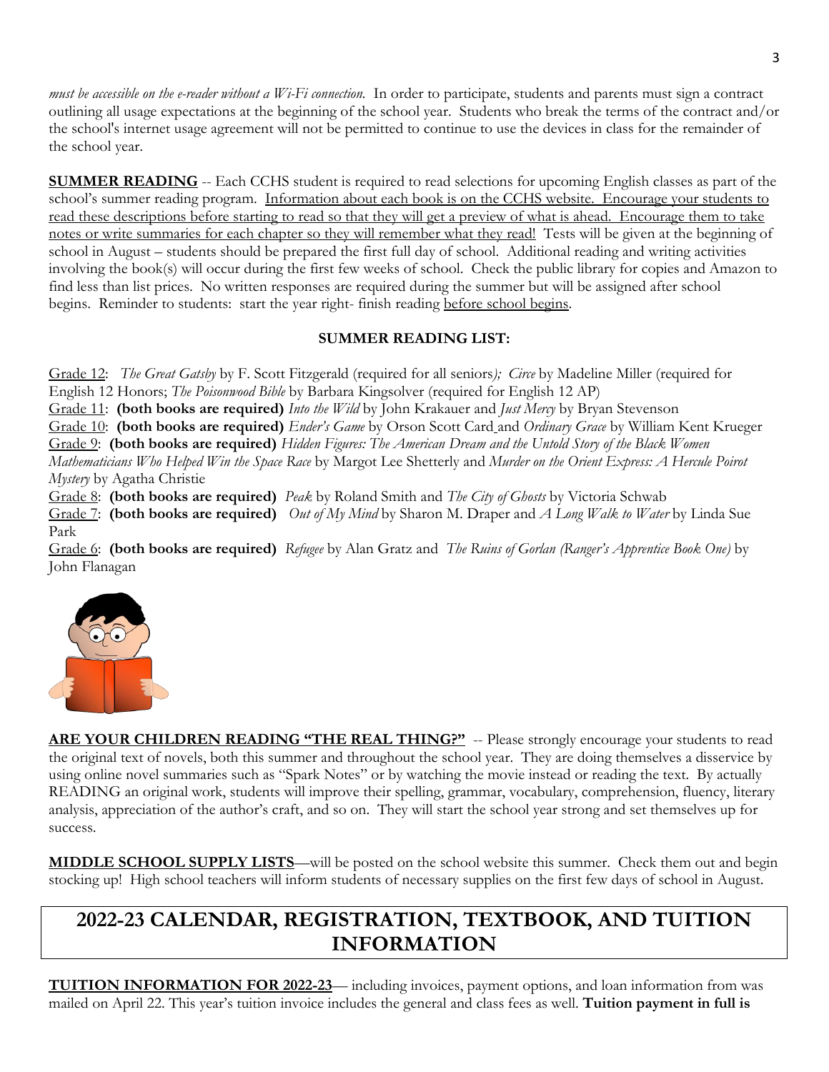*must be accessible on the e-reader without a Wi-Fi connection.* In order to participate, students and parents must sign a contract outlining all usage expectations at the beginning of the school year. Students who break the terms of the contract and/or the school's internet usage agreement will not be permitted to continue to use the devices in class for the remainder of the school year.

**SUMMER READING** -- Each CCHS student is required to read selections for upcoming English classes as part of the school's summer reading program. Information about each book is on the CCHS website. Encourage your students to read these descriptions before starting to read so that they will get a preview of what is ahead. Encourage them to take notes or write summaries for each chapter so they will remember what they read! Tests will be given at the beginning of school in August – students should be prepared the first full day of school. Additional reading and writing activities involving the book(s) will occur during the first few weeks of school. Check the public library for copies and Amazon to find less than list prices. No written responses are required during the summer but will be assigned after school begins. Reminder to students: start the year right- finish reading before school begins.

**SUMMER READING LIST:**

Grade 12: *The Great Gatsby* by F. Scott Fitzgerald (required for all seniors); *Circe* by Madeline Miller (required for English 12 Honors; *The Poisonwood Bible* by Barbara Kingsolver (required for English 12 AP)
Grade 11: **(both books are required)** *Into the Wild* by John Krakauer and *Just Mercy* by Bryan Stevenson
Grade 10: **(both books are required)** *Ender's Game* by Orson Scott Card and *Ordinary Grace* by William Kent Krueger
Grade 9: **(both books are required)** *Hidden Figures: The American Dream and the Untold Story of the Black Women Mathematicians Who Helped Win the Space Race* by Margot Lee Shetterly and *Murder on the Orient Express: A Hercule Poirot Mystery* by Agatha Christie
Grade 8: **(both books are required)** *Peak* by Roland Smith and *The City of Ghosts* by Victoria Schwab
Grade 7: **(both books are required)** *Out of My Mind* by Sharon M. Draper and *A Long Walk to Water* by Linda Sue Park
Grade 6: **(both books are required)** *Refugee* by Alan Gratz and *The Ruins of Gorlan (Ranger's Apprentice Book One)* by John Flanagan

**ARE YOUR CHILDREN READING "THE REAL THING?"** -- Please strongly encourage your students to read the original text of novels, both this summer and throughout the school year. They are doing themselves a disservice by using online novel summaries such as "Spark Notes" or by watching the movie instead or reading the text. By actually READING an original work, students will improve their spelling, grammar, vocabulary, comprehension, fluency, literary analysis, appreciation of the author's craft, and so on. They will start the school year strong and set themselves up for success.

**MIDDLE SCHOOL SUPPLY LISTS**—will be posted on the school website this summer. Check them out and begin stocking up! High school teachers will inform students of necessary supplies on the first few days of school in August.

## 2022-23 CALENDAR, REGISTRATION, TEXTBOOK, AND TUITION INFORMATION

**TUITION INFORMATION FOR 2022-23**— including invoices, payment options, and loan information from was mailed on April 22. This year's tuition invoice includes the general and class fees as well. **Tuition payment in full is**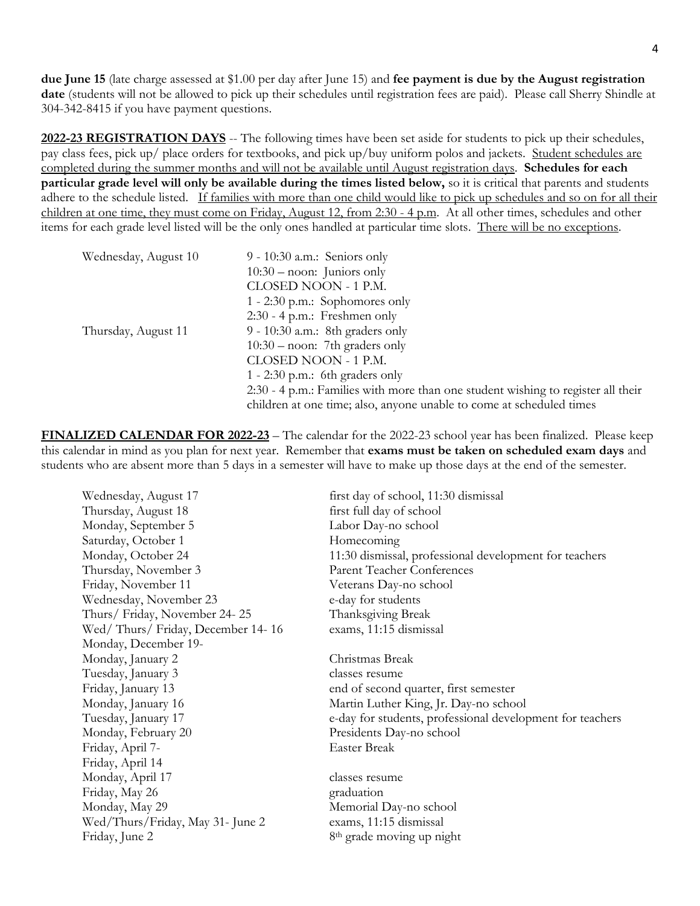**due June 15** (late charge assessed at $1.00 per day after June 15) and **fee payment is due by the August registration date** (students will not be allowed to pick up their schedules until registration fees are paid). Please call Sherry Shindle at 304-342-8415 if you have payment questions.

**2022-23 REGISTRATION DAYS** -- The following times have been set aside for students to pick up their schedules, pay class fees, pick up/ place orders for textbooks, and pick up/buy uniform polos and jackets. Student schedules are completed during the summer months and will not be available until August registration days. **Schedules for each particular grade level will only be available during the times listed below,** so it is critical that parents and students adhere to the schedule listed. If families with more than one child would like to pick up schedules and so on for all their children at one time, they must come on Friday, August 12, from 2:30 - 4 p.m. At all other times, schedules and other items for each grade level listed will be the only ones handled at particular time slots. There will be no exceptions.

| | |
|---|---|
| Wednesday, August 10 | 9 - 10:30 a.m.: Seniors only |
| | 10:30 – noon: Juniors only |
| | CLOSED NOON - 1 P.M. |
| | 1 - 2:30 p.m.: Sophomores only |
| | 2:30 - 4 p.m.: Freshmen only |
| Thursday, August 11 | 9 - 10:30 a.m.: 8th graders only |
| | 10:30 – noon: 7th graders only |
| | CLOSED NOON - 1 P.M. |
| | 1 - 2:30 p.m.: 6th graders only |
| | 2:30 - 4 p.m.: Families with more than one student wishing to register all their children at one time; also, anyone unable to come at scheduled times |

**FINALIZED CALENDAR FOR 2022-23** – The calendar for the 2022-23 school year has been finalized. Please keep this calendar in mind as you plan for next year. Remember that **exams must be taken on scheduled exam days** and students who are absent more than 5 days in a semester will have to make up those days at the end of the semester.

| | |
|---|---|
| Wednesday, August 17 | first day of school, 11:30 dismissal |
| Thursday, August 18 | first full day of school |
| Monday, September 5 | Labor Day-no school |
| Saturday, October 1 | Homecoming |
| Monday, October 24 | 11:30 dismissal, professional development for teachers |
| Thursday, November 3 | Parent Teacher Conferences |
| Friday, November 11 | Veterans Day-no school |
| Wednesday, November 23 | e-day for students |
| Thurs/ Friday, November 24- 25 | Thanksgiving Break |
| Wed/ Thurs/ Friday, December 14- 16 | exams, 11:15 dismissal |
| Monday, December 19- Monday, January 2 | Christmas Break |
| Tuesday, January 3 | classes resume |
| Friday, January 13 | end of second quarter, first semester |
| Monday, January 16 | Martin Luther King, Jr. Day-no school |
| Tuesday, January 17 | e-day for students, professional development for teachers |
| Monday, February 20 | Presidents Day-no school |
| Friday, April 7- Friday, April 14 | Easter Break |
| Monday, April 17 | classes resume |
| Friday, May 26 | graduation |
| Monday, May 29 | Memorial Day-no school |
| Wed/Thurs/Friday, May 31- June 2 | exams, 11:15 dismissal |
| Friday, June 2 | 8th grade moving up night |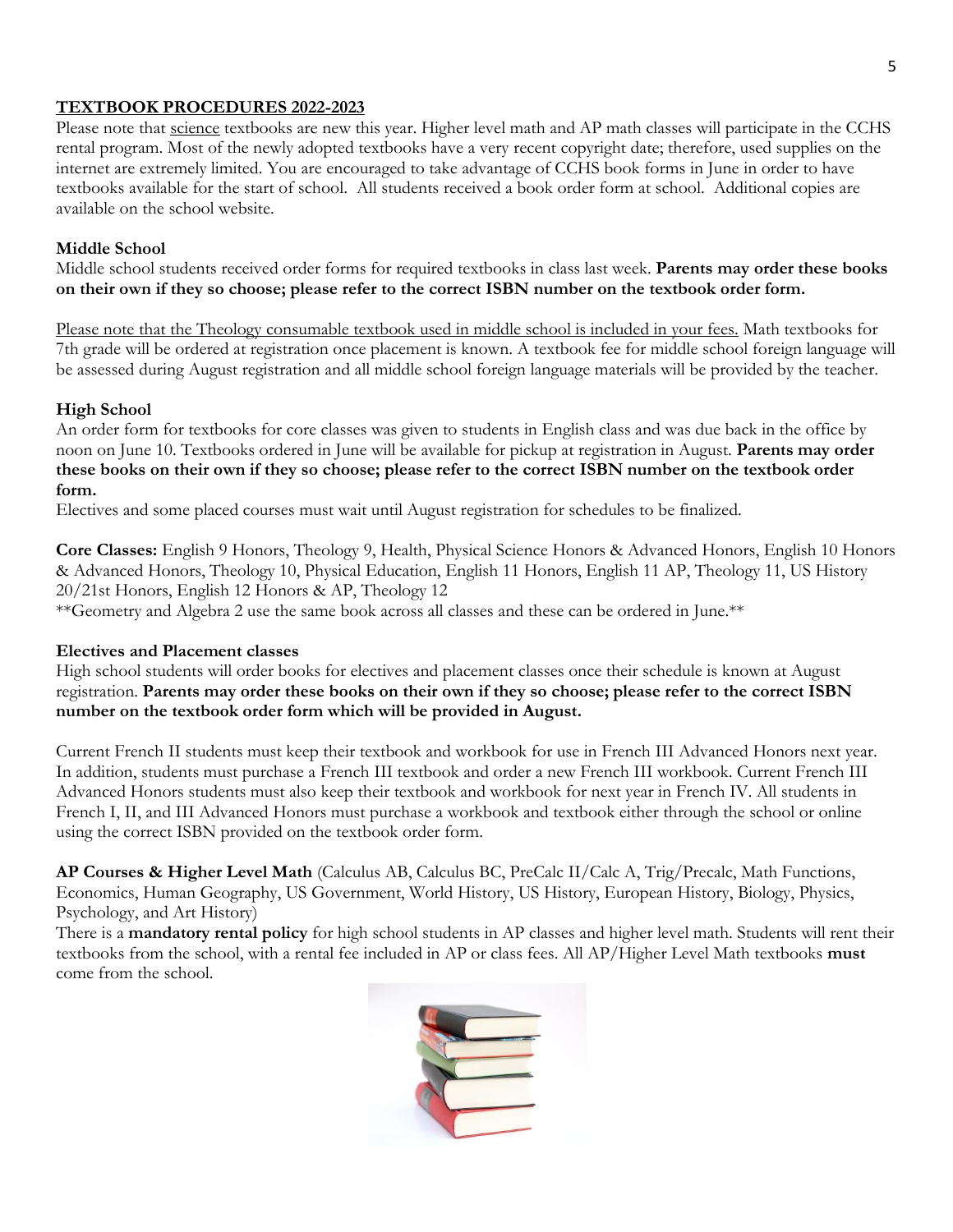## TEXTBOOK PROCEDURES 2022-2023

Please note that science textbooks are new this year. Higher level math and AP math classes will participate in the CCHS rental program. Most of the newly adopted textbooks have a very recent copyright date; therefore, used supplies on the internet are extremely limited. You are encouraged to take advantage of CCHS book forms in June in order to have textbooks available for the start of school. All students received a book order form at school. Additional copies are available on the school website.

### Middle School

Middle school students received order forms for required textbooks in class last week. **Parents may order these books on their own if they so choose; please refer to the correct ISBN number on the textbook order form.**

Please note that the Theology consumable textbook used in middle school is included in your fees. Math textbooks for 7th grade will be ordered at registration once placement is known. A textbook fee for middle school foreign language will be assessed during August registration and all middle school foreign language materials will be provided by the teacher.

### High School

An order form for textbooks for core classes was given to students in English class and was due back in the office by noon on June 10. Textbooks ordered in June will be available for pickup at registration in August. **Parents may order these books on their own if they so choose; please refer to the correct ISBN number on the textbook order form.**

Electives and some placed courses must wait until August registration for schedules to be finalized.

**Core Classes:** English 9 Honors, Theology 9, Health, Physical Science Honors & Advanced Honors, English 10 Honors & Advanced Honors, Theology 10, Physical Education, English 11 Honors, English 11 AP, Theology 11, US History 20/21st Honors, English 12 Honors & AP, Theology 12

**Geometry and Algebra 2 use the same book across all classes and these can be ordered in June.**

### Electives and Placement classes

High school students will order books for electives and placement classes once their schedule is known at August registration. **Parents may order these books on their own if they so choose; please refer to the correct ISBN number on the textbook order form which will be provided in August.**

Current French II students must keep their textbook and workbook for use in French III Advanced Honors next year. In addition, students must purchase a French III textbook and order a new French III workbook. Current French III Advanced Honors students must also keep their textbook and workbook for next year in French IV. All students in French I, II, and III Advanced Honors must purchase a workbook and textbook either through the school or online using the correct ISBN provided on the textbook order form.

**AP Courses & Higher Level Math** (Calculus AB, Calculus BC, PreCalc II/Calc A, Trig/Precalc, Math Functions, Economics, Human Geography, US Government, World History, US History, European History, Biology, Physics, Psychology, and Art History)

There is a **mandatory rental policy** for high school students in AP classes and higher level math. Students will rent their textbooks from the school, with a rental fee included in AP or class fees. All AP/Higher Level Math textbooks **must** come from the school.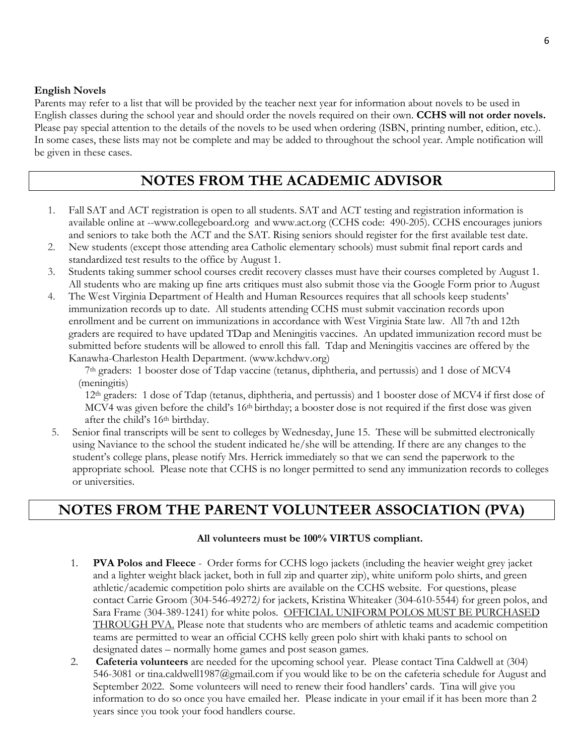**English Novels**

Parents may refer to a list that will be provided by the teacher next year for information about novels to be used in English classes during the school year and should order the novels required on their own. **CCHS will not order novels.** Please pay special attention to the details of the novels to be used when ordering (ISBN, printing number, edition, etc.). In some cases, these lists may not be complete and may be added to throughout the school year. Ample notification will be given in these cases.

## NOTES FROM THE ACADEMIC ADVISOR

1. Fall SAT and ACT registration is open to all students. SAT and ACT testing and registration information is available online at --www.collegeboard.org and www.act.org (CCHS code: 490-205). CCHS encourages juniors and seniors to take both the ACT and the SAT. Rising seniors should register for the first available test date.
2. New students (except those attending area Catholic elementary schools) must submit final report cards and standardized test results to the office by August 1.
3. Students taking summer school courses credit recovery classes must have their courses completed by August 1. All students who are making up fine arts critiques must also submit those via the Google Form prior to August
4. The West Virginia Department of Health and Human Resources requires that all schools keep students' immunization records up to date. All students attending CCHS must submit vaccination records upon enrollment and be current on immunizations in accordance with West Virginia State law. All 7th and 12th graders are required to have updated TDap and Meningitis vaccines. An updated immunization record must be submitted before students will be allowed to enroll this fall. Tdap and Meningitis vaccines are offered by the Kanawha-Charleston Health Department. (www.kchdwv.org)

   7th graders: 1 booster dose of Tdap vaccine (tetanus, diphtheria, and pertussis) and 1 dose of MCV4 (meningitis)

   12th graders: 1 dose of Tdap (tetanus, diphtheria, and pertussis) and 1 booster dose of MCV4 if first dose of MCV4 was given before the child's 16th birthday; a booster dose is not required if the first dose was given after the child's 16th birthday.
5. Senior final transcripts will be sent to colleges by Wednesday, June 15. These will be submitted electronically using Naviance to the school the student indicated he/she will be attending. If there are any changes to the student's college plans, please notify Mrs. Herrick immediately so that we can send the paperwork to the appropriate school. Please note that CCHS is no longer permitted to send any immunization records to colleges or universities.

## NOTES FROM THE PARENT VOLUNTEER ASSOCIATION (PVA)

**All volunteers must be 100% VIRTUS compliant.**

1. **PVA Polos and Fleece** - Order forms for CCHS logo jackets (including the heavier weight grey jacket and a lighter weight black jacket, both in full zip and quarter zip), white uniform polo shirts, and green athletic/academic competition polo shirts are available on the CCHS website. For questions, please contact Carrie Groom (304-546-49272*)* for jackets, Kristina Whiteaker (304-610-5544) for green polos, and Sara Frame (304-389-1241) for white polos. <u>OFFICIAL UNIFORM POLOS MUST BE PURCHASED THROUGH PVA.</u> Please note that students who are members of athletic teams and academic competition teams are permitted to wear an official CCHS kelly green polo shirt with khaki pants to school on designated dates – normally home games and post season games.
2. **Cafeteria volunteers** are needed for the upcoming school year. Please contact Tina Caldwell at (304) 546-3081 or tina.caldwell1987@gmail.com if you would like to be on the cafeteria schedule for August and September 2022. Some volunteers will need to renew their food handlers' cards. Tina will give you information to do so once you have emailed her. Please indicate in your email if it has been more than 2 years since you took your food handlers course.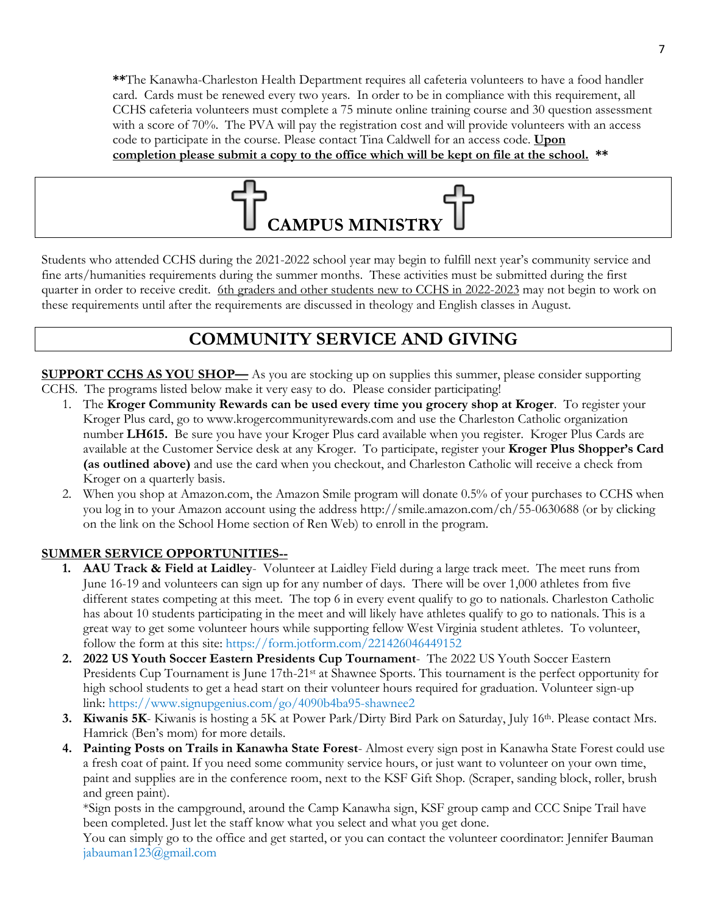**The Kanawha-Charleston Health Department requires all cafeteria volunteers to have a food handler card. Cards must be renewed every two years. In order to be in compliance with this requirement, all CCHS cafeteria volunteers must complete a 75 minute online training course and 30 question assessment with a score of 70%. The PVA will pay the registration cost and will provide volunteers with an access code to participate in the course. Please contact Tina Caldwell for an access code. **Upon completion please submit a copy to the office which will be kept on file at the school.** **

## CAMPUS MINISTRY

Students who attended CCHS during the 2021-2022 school year may begin to fulfill next year's community service and fine arts/humanities requirements during the summer months. These activities must be submitted during the first quarter in order to receive credit. 6th graders and other students new to CCHS in 2022-2023 may not begin to work on these requirements until after the requirements are discussed in theology and English classes in August.

## COMMUNITY SERVICE AND GIVING

**SUPPORT CCHS AS YOU SHOP—** As you are stocking up on supplies this summer, please consider supporting CCHS. The programs listed below make it very easy to do. Please consider participating!

1. The **Kroger Community Rewards can be used every time you grocery shop at Kroger**. To register your Kroger Plus card, go to www.krogercommunityrewards.com and use the Charleston Catholic organization number **LH615.** Be sure you have your Kroger Plus card available when you register. Kroger Plus Cards are available at the Customer Service desk at any Kroger. To participate, register your **Kroger Plus Shopper's Card (as outlined above)** and use the card when you checkout, and Charleston Catholic will receive a check from Kroger on a quarterly basis.
2. When you shop at Amazon.com, the Amazon Smile program will donate 0.5% of your purchases to CCHS when you log in to your Amazon account using the address http://smile.amazon.com/ch/55-0630688 (or by clicking on the link on the School Home section of Ren Web) to enroll in the program.

**SUMMER SERVICE OPPORTUNITIES--**

1. **AAU Track & Field at Laidley**- Volunteer at Laidley Field during a large track meet. The meet runs from June 16-19 and volunteers can sign up for any number of days. There will be over 1,000 athletes from five different states competing at this meet. The top 6 in every event qualify to go to nationals. Charleston Catholic has about 10 students participating in the meet and will likely have athletes qualify to go to nationals. This is a great way to get some volunteer hours while supporting fellow West Virginia student athletes. To volunteer, follow the form at this site: https://form.jotform.com/221426046449152
2. **2022 US Youth Soccer Eastern Presidents Cup Tournament**- The 2022 US Youth Soccer Eastern Presidents Cup Tournament is June 17th-21st at Shawnee Sports. This tournament is the perfect opportunity for high school students to get a head start on their volunteer hours required for graduation. Volunteer sign-up link: https://www.signupgenius.com/go/4090b4ba95-shawnee2
3. **Kiwanis 5K**- Kiwanis is hosting a 5K at Power Park/Dirty Bird Park on Saturday, July 16th. Please contact Mrs. Hamrick (Ben's mom) for more details.
4. **Painting Posts on Trails in Kanawha State Forest**- Almost every sign post in Kanawha State Forest could use a fresh coat of paint. If you need some community service hours, or just want to volunteer on your own time, paint and supplies are in the conference room, next to the KSF Gift Shop. (Scraper, sanding block, roller, brush and green paint).

   *Sign posts in the campground, around the Camp Kanawha sign, KSF group camp and CCC Snipe Trail have been completed. Just let the staff know what you select and what you get done.

   You can simply go to the office and get started, or you can contact the volunteer coordinator: Jennifer Bauman jabauman123@gmail.com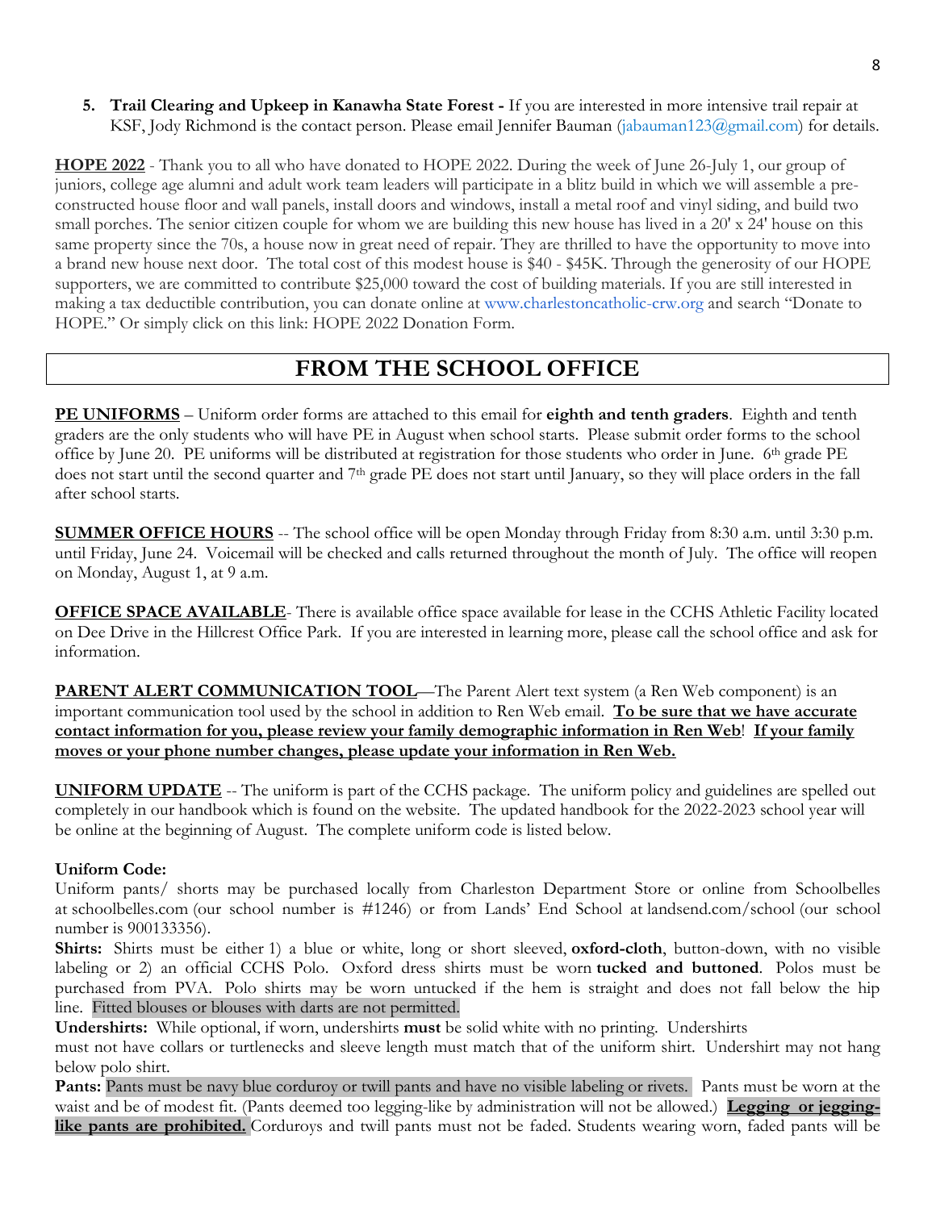5. **Trail Clearing and Upkeep in Kanawha State Forest -** If you are interested in more intensive trail repair at KSF, Jody Richmond is the contact person. Please email Jennifer Bauman (jabauman123@gmail.com) for details.

**HOPE 2022** - Thank you to all who have donated to HOPE 2022. During the week of June 26-July 1, our group of juniors, college age alumni and adult work team leaders will participate in a blitz build in which we will assemble a pre-constructed house floor and wall panels, install doors and windows, install a metal roof and vinyl siding, and build two small porches. The senior citizen couple for whom we are building this new house has lived in a 20' x 24' house on this same property since the 70s, a house now in great need of repair. They are thrilled to have the opportunity to move into a brand new house next door. The total cost of this modest house is $40 - $45K. Through the generosity of our HOPE supporters, we are committed to contribute $25,000 toward the cost of building materials. If you are still interested in making a tax deductible contribution, you can donate online at www.charlestoncatholic-crw.org and search "Donate to HOPE." Or simply click on this link: HOPE 2022 Donation Form.

# FROM THE SCHOOL OFFICE

**PE UNIFORMS** – Uniform order forms are attached to this email for **eighth and tenth graders**. Eighth and tenth graders are the only students who will have PE in August when school starts. Please submit order forms to the school office by June 20. PE uniforms will be distributed at registration for those students who order in June. 6th grade PE does not start until the second quarter and 7th grade PE does not start until January, so they will place orders in the fall after school starts.

**SUMMER OFFICE HOURS** -- The school office will be open Monday through Friday from 8:30 a.m. until 3:30 p.m. until Friday, June 24. Voicemail will be checked and calls returned throughout the month of July. The office will reopen on Monday, August 1, at 9 a.m.

**OFFICE SPACE AVAILABLE**- There is available office space available for lease in the CCHS Athletic Facility located on Dee Drive in the Hillcrest Office Park. If you are interested in learning more, please call the school office and ask for information.

**PARENT ALERT COMMUNICATION TOOL**—The Parent Alert text system (a Ren Web component) is an important communication tool used by the school in addition to Ren Web email. **To be sure that we have accurate contact information for you, please review your family demographic information in Ren Web**! **If your family moves or your phone number changes, please update your information in Ren Web.**

**UNIFORM UPDATE** -- The uniform is part of the CCHS package. The uniform policy and guidelines are spelled out completely in our handbook which is found on the website. The updated handbook for the 2022-2023 school year will be online at the beginning of August. The complete uniform code is listed below.

**Uniform Code:**

Uniform pants/ shorts may be purchased locally from Charleston Department Store or online from Schoolbelles at schoolbelles.com (our school number is #1246) or from Lands' End School at landsend.com/school (our school number is 900133356).

**Shirts:** Shirts must be either 1) a blue or white, long or short sleeved, **oxford-cloth**, button-down, with no visible labeling or 2) an official CCHS Polo. Oxford dress shirts must be worn **tucked and buttoned**. Polos must be purchased from PVA. Polo shirts may be worn untucked if the hem is straight and does not fall below the hip line. Fitted blouses or blouses with darts are not permitted.

**Undershirts:** While optional, if worn, undershirts **must** be solid white with no printing. Undershirts must not have collars or turtlenecks and sleeve length must match that of the uniform shirt. Undershirt may not hang below polo shirt.

**Pants:** Pants must be navy blue corduroy or twill pants and have no visible labeling or rivets. Pants must be worn at the waist and be of modest fit. (Pants deemed too legging-like by administration will not be allowed.) **Legging or jegging-like pants are prohibited.** Corduroys and twill pants must not be faded. Students wearing worn, faded pants will be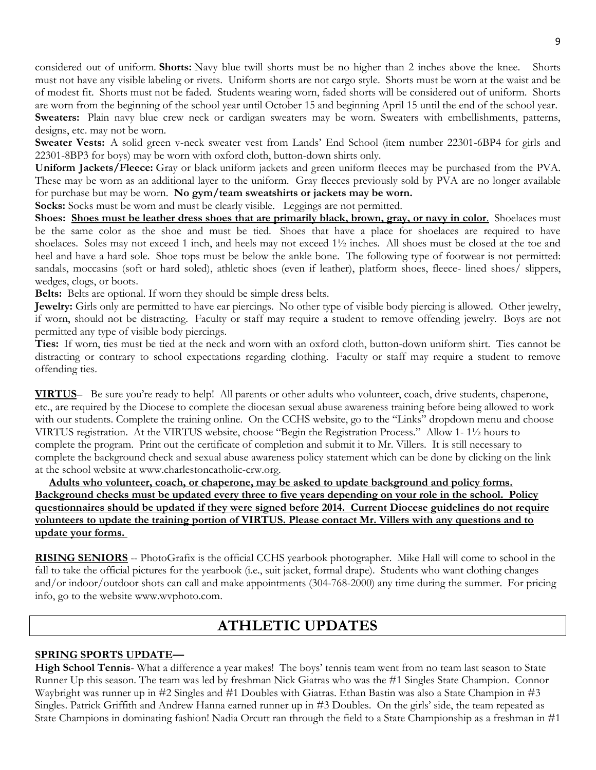considered out of uniform. **Shorts:** Navy blue twill shorts must be no higher than 2 inches above the knee. Shorts must not have any visible labeling or rivets. Uniform shorts are not cargo style. Shorts must be worn at the waist and be of modest fit. Shorts must not be faded. Students wearing worn, faded shorts will be considered out of uniform. Shorts are worn from the beginning of the school year until October 15 and beginning April 15 until the end of the school year.

**Sweaters:** Plain navy blue crew neck or cardigan sweaters may be worn. Sweaters with embellishments, patterns, designs, etc. may not be worn.

**Sweater Vests:** A solid green v-neck sweater vest from Lands' End School (item number 22301-6BP4 for girls and 22301-8BP3 for boys) may be worn with oxford cloth, button-down shirts only.

**Uniform Jackets/Fleece:** Gray or black uniform jackets and green uniform fleeces may be purchased from the PVA. These may be worn as an additional layer to the uniform. Gray fleeces previously sold by PVA are no longer available for purchase but may be worn. **No gym/team sweatshirts or jackets may be worn.**

**Socks:** Socks must be worn and must be clearly visible. Leggings are not permitted.

**Shoes:** **<u>Shoes must be leather dress shoes that are primarily black, brown, gray, or navy in color</u>**. Shoelaces must be the same color as the shoe and must be tied. Shoes that have a place for shoelaces are required to have shoelaces. Soles may not exceed 1 inch, and heels may not exceed 1½ inches. All shoes must be closed at the toe and heel and have a hard sole. Shoe tops must be below the ankle bone. The following type of footwear is not permitted: sandals, moccasins (soft or hard soled), athletic shoes (even if leather), platform shoes, fleece- lined shoes/ slippers, wedges, clogs, or boots.

**Belts:** Belts are optional. If worn they should be simple dress belts.

**Jewelry:** Girls only are permitted to have ear piercings. No other type of visible body piercing is allowed. Other jewelry, if worn, should not be distracting. Faculty or staff may require a student to remove offending jewelry. Boys are not permitted any type of visible body piercings.

**Ties:** If worn, ties must be tied at the neck and worn with an oxford cloth, button-down uniform shirt. Ties cannot be distracting or contrary to school expectations regarding clothing. Faculty or staff may require a student to remove offending ties.

**<u>VIRTUS</u>**– Be sure you're ready to help! All parents or other adults who volunteer, coach, drive students, chaperone, etc., are required by the Diocese to complete the diocesan sexual abuse awareness training before being allowed to work with our students. Complete the training online. On the CCHS website, go to the "Links" dropdown menu and choose VIRTUS registration. At the VIRTUS website, choose "Begin the Registration Process." Allow 1- 1½ hours to complete the program. Print out the certificate of completion and submit it to Mr. Villers. It is still necessary to complete the background check and sexual abuse awareness policy statement which can be done by clicking on the link at the school website at www.charlestoncatholic-crw.org.

**<u>Adults who volunteer, coach, or chaperone, may be asked to update background and policy forms. Background checks must be updated every three to five years depending on your role in the school. Policy questionnaires should be updated if they were signed before 2014. Current Diocese guidelines do not require volunteers to update the training portion of VIRTUS. Please contact Mr. Villers with any questions and to update your forms.</u>**

**<u>RISING SENIORS</u>** -- PhotoGrafix is the official CCHS yearbook photographer. Mike Hall will come to school in the fall to take the official pictures for the yearbook (i.e., suit jacket, formal drape). Students who want clothing changes and/or indoor/outdoor shots can call and make appointments (304-768-2000) any time during the summer. For pricing info, go to the website www.wvphoto.com.

# ATHLETIC UPDATES

**<u>SPRING SPORTS UPDATE—</u>**

**High School Tennis**- What a difference a year makes! The boys' tennis team went from no team last season to State Runner Up this season. The team was led by freshman Nick Giatras who was the #1 Singles State Champion. Connor Waybright was runner up in #2 Singles and #1 Doubles with Giatras. Ethan Bastin was also a State Champion in #3 Singles. Patrick Griffith and Andrew Hanna earned runner up in #3 Doubles. On the girls' side, the team repeated as State Champions in dominating fashion! Nadia Orcutt ran through the field to a State Championship as a freshman in #1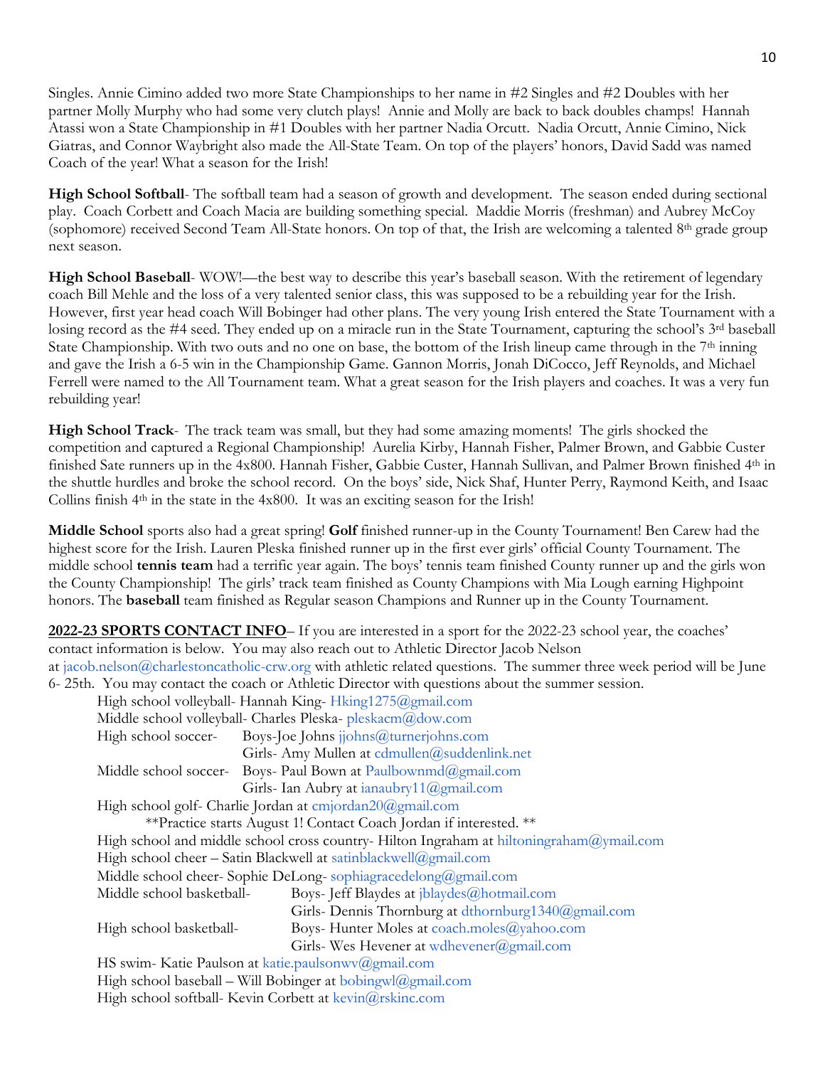Singles. Annie Cimino added two more State Championships to her name in #2 Singles and #2 Doubles with her partner Molly Murphy who had some very clutch plays! Annie and Molly are back to back doubles champs! Hannah Atassi won a State Championship in #1 Doubles with her partner Nadia Orcutt. Nadia Orcutt, Annie Cimino, Nick Giatras, and Connor Waybright also made the All-State Team. On top of the players' honors, David Sadd was named Coach of the year! What a season for the Irish!

**High School Softball**- The softball team had a season of growth and development. The season ended during sectional play. Coach Corbett and Coach Macia are building something special. Maddie Morris (freshman) and Aubrey McCoy (sophomore) received Second Team All-State honors. On top of that, the Irish are welcoming a talented 8th grade group next season.

**High School Baseball**- WOW!—the best way to describe this year's baseball season. With the retirement of legendary coach Bill Mehle and the loss of a very talented senior class, this was supposed to be a rebuilding year for the Irish. However, first year head coach Will Bobinger had other plans. The very young Irish entered the State Tournament with a losing record as the #4 seed. They ended up on a miracle run in the State Tournament, capturing the school's 3rd baseball State Championship. With two outs and no one on base, the bottom of the Irish lineup came through in the 7th inning and gave the Irish a 6-5 win in the Championship Game. Gannon Morris, Jonah DiCocco, Jeff Reynolds, and Michael Ferrell were named to the All Tournament team. What a great season for the Irish players and coaches. It was a very fun rebuilding year!

**High School Track**- The track team was small, but they had some amazing moments! The girls shocked the competition and captured a Regional Championship! Aurelia Kirby, Hannah Fisher, Palmer Brown, and Gabbie Custer finished Sate runners up in the 4x800. Hannah Fisher, Gabbie Custer, Hannah Sullivan, and Palmer Brown finished 4th in the shuttle hurdles and broke the school record. On the boys' side, Nick Shaf, Hunter Perry, Raymond Keith, and Isaac Collins finish 4th in the state in the 4x800. It was an exciting season for the Irish!

**Middle School** sports also had a great spring! **Golf** finished runner-up in the County Tournament! Ben Carew had the highest score for the Irish. Lauren Pleska finished runner up in the first ever girls' official County Tournament. The middle school **tennis team** had a terrific year again. The boys' tennis team finished County runner up and the girls won the County Championship! The girls' track team finished as County Champions with Mia Lough earning Highpoint honors. The **baseball** team finished as Regular season Champions and Runner up in the County Tournament.

**2022-23 SPORTS CONTACT INFO**– If you are interested in a sport for the 2022-23 school year, the coaches' contact information is below. You may also reach out to Athletic Director Jacob Nelson at jacob.nelson@charlestoncatholic-crw.org with athletic related questions. The summer three week period will be June 6- 25th. You may contact the coach or Athletic Director with questions about the summer session.

- High school volleyball- Hannah King- Hking1275@gmail.com
- Middle school volleyball- Charles Pleska- pleskacm@dow.com
- High school soccer- Boys-Joe Johns jjohns@turnerjohns.com
  - Girls- Amy Mullen at cdmullen@suddenlink.net
- Middle school soccer- Boys- Paul Bown at Paulbownmd@gmail.com
  - Girls- Ian Aubry at ianaubry11@gmail.com
- High school golf- Charlie Jordan at cmjordan20@gmail.com
  - **Practice starts August 1! Contact Coach Jordan if interested. **
- High school and middle school cross country- Hilton Ingraham at hiltoningraham@ymail.com
- High school cheer – Satin Blackwell at satinblackwell@gmail.com
- Middle school cheer- Sophie DeLong- sophiagracedelong@gmail.com
- Middle school basketball- Boys- Jeff Blaydes at jblaydes@hotmail.com
  - Girls- Dennis Thornburg at dthornburg1340@gmail.com
- High school basketball- Boys- Hunter Moles at coach.moles@yahoo.com
  - Girls- Wes Hevener at wdhevener@gmail.com
- HS swim- Katie Paulson at katie.paulsonwv@gmail.com
- High school baseball – Will Bobinger at bobingwl@gmail.com
- High school softball- Kevin Corbett at kevin@rskinc.com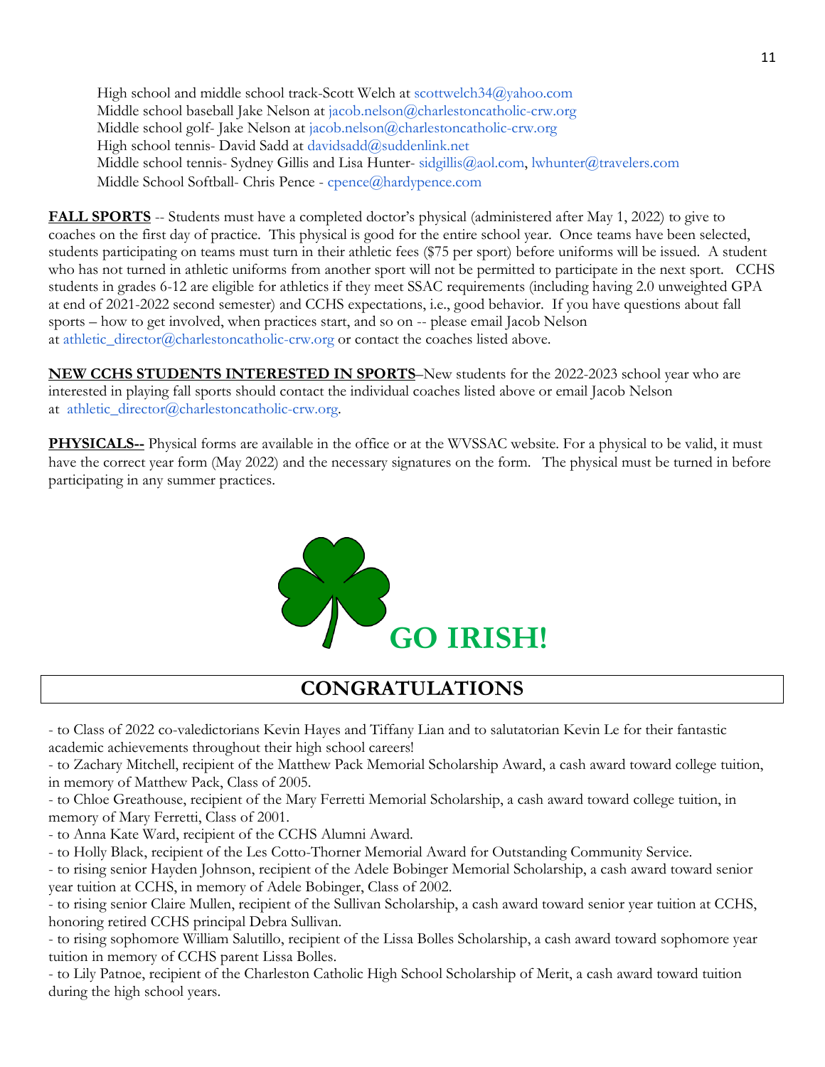High school and middle school track-Scott Welch at scottwelch34@yahoo.com
Middle school baseball Jake Nelson at jacob.nelson@charlestoncatholic-crw.org
Middle school golf- Jake Nelson at jacob.nelson@charlestoncatholic-crw.org
High school tennis- David Sadd at davidsadd@suddenlink.net
Middle school tennis- Sydney Gillis and Lisa Hunter- sidgillis@aol.com, lwhunter@travelers.com
Middle School Softball- Chris Pence - cpence@hardypence.com

**FALL SPORTS** -- Students must have a completed doctor's physical (administered after May 1, 2022) to give to coaches on the first day of practice. This physical is good for the entire school year. Once teams have been selected, students participating on teams must turn in their athletic fees ($75 per sport) before uniforms will be issued. A student who has not turned in athletic uniforms from another sport will not be permitted to participate in the next sport. CCHS students in grades 6-12 are eligible for athletics if they meet SSAC requirements (including having 2.0 unweighted GPA at end of 2021-2022 second semester) and CCHS expectations, i.e., good behavior. If you have questions about fall sports – how to get involved, when practices start, and so on -- please email Jacob Nelson at athletic_director@charlestoncatholic-crw.org or contact the coaches listed above.

**NEW CCHS STUDENTS INTERESTED IN SPORTS**–New students for the 2022-2023 school year who are interested in playing fall sports should contact the individual coaches listed above or email Jacob Nelson at athletic_director@charlestoncatholic-crw.org.

**PHYSICALS--** Physical forms are available in the office or at the WVSSAC website. For a physical to be valid, it must have the correct year form (May 2022) and the necessary signatures on the form. The physical must be turned in before participating in any summer practices.

**GO IRISH!**

## CONGRATULATIONS

- to Class of 2022 co-valedictorians Kevin Hayes and Tiffany Lian and to salutatorian Kevin Le for their fantastic academic achievements throughout their high school careers!
- to Zachary Mitchell, recipient of the Matthew Pack Memorial Scholarship Award, a cash award toward college tuition, in memory of Matthew Pack, Class of 2005.
- to Chloe Greathouse, recipient of the Mary Ferretti Memorial Scholarship, a cash award toward college tuition, in memory of Mary Ferretti, Class of 2001.
- to Anna Kate Ward, recipient of the CCHS Alumni Award.
- to Holly Black, recipient of the Les Cotto-Thorner Memorial Award for Outstanding Community Service.
- to rising senior Hayden Johnson, recipient of the Adele Bobinger Memorial Scholarship, a cash award toward senior year tuition at CCHS, in memory of Adele Bobinger, Class of 2002.
- to rising senior Claire Mullen, recipient of the Sullivan Scholarship, a cash award toward senior year tuition at CCHS, honoring retired CCHS principal Debra Sullivan.
- to rising sophomore William Salutillo, recipient of the Lissa Bolles Scholarship, a cash award toward sophomore year tuition in memory of CCHS parent Lissa Bolles.
- to Lily Patnoe, recipient of the Charleston Catholic High School Scholarship of Merit, a cash award toward tuition during the high school years.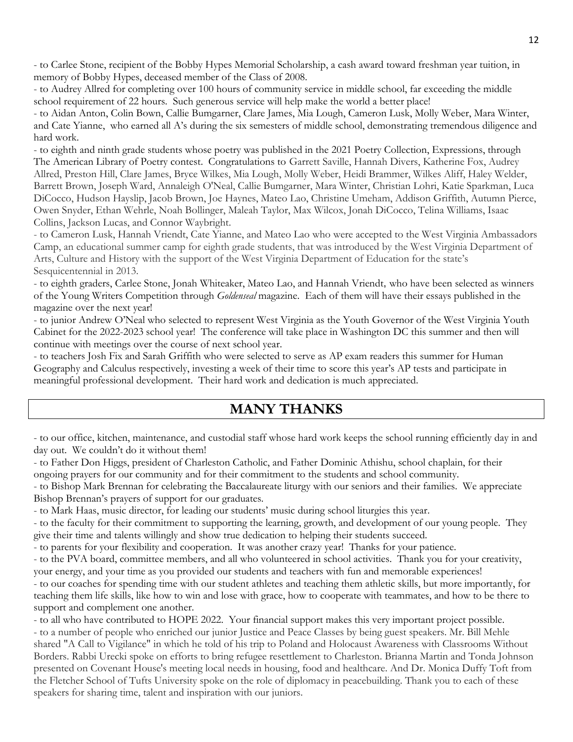- to Carlee Stone, recipient of the Bobby Hypes Memorial Scholarship, a cash award toward freshman year tuition, in memory of Bobby Hypes, deceased member of the Class of 2008.

- to Audrey Allred for completing over 100 hours of community service in middle school, far exceeding the middle school requirement of 22 hours. Such generous service will help make the world a better place!

- to Aidan Anton, Colin Bown, Callie Bumgarner, Clare James, Mia Lough, Cameron Lusk, Molly Weber, Mara Winter, and Cate Yianne, who earned all A's during the six semesters of middle school, demonstrating tremendous diligence and hard work.

- to eighth and ninth grade students whose poetry was published in the 2021 Poetry Collection, Expressions, through The American Library of Poetry contest. Congratulations to Garrett Saville, Hannah Divers, Katherine Fox, Audrey Allred, Preston Hill, Clare James, Bryce Wilkes, Mia Lough, Molly Weber, Heidi Brammer, Wilkes Aliff, Haley Welder, Barrett Brown, Joseph Ward, Annaleigh O'Neal, Callie Bumgarner, Mara Winter, Christian Lohri, Katie Sparkman, Luca DiCocco, Hudson Hayslip, Jacob Brown, Joe Haynes, Mateo Lao, Christine Umeham, Addison Griffith, Autumn Pierce, Owen Snyder, Ethan Wehrle, Noah Bollinger, Maleah Taylor, Max Wilcox, Jonah DiCocco, Telina Williams, Isaac Collins, Jackson Lucas, and Connor Waybright.

- to Cameron Lusk, Hannah Vriendt, Cate Yianne, and Mateo Lao who were accepted to the West Virginia Ambassadors Camp, an educational summer camp for eighth grade students, that was introduced by the West Virginia Department of Arts, Culture and History with the support of the West Virginia Department of Education for the state's Sesquicentennial in 2013.

- to eighth graders, Carlee Stone, Jonah Whiteaker, Mateo Lao, and Hannah Vriendt, who have been selected as winners of the Young Writers Competition through *Goldenseal* magazine. Each of them will have their essays published in the magazine over the next year!

- to junior Andrew O'Neal who selected to represent West Virginia as the Youth Governor of the West Virginia Youth Cabinet for the 2022-2023 school year! The conference will take place in Washington DC this summer and then will continue with meetings over the course of next school year.

- to teachers Josh Fix and Sarah Griffith who were selected to serve as AP exam readers this summer for Human Geography and Calculus respectively, investing a week of their time to score this year's AP tests and participate in meaningful professional development. Their hard work and dedication is much appreciated.

## MANY THANKS

- to our office, kitchen, maintenance, and custodial staff whose hard work keeps the school running efficiently day in and day out. We couldn't do it without them!

- to Father Don Higgs, president of Charleston Catholic, and Father Dominic Athishu, school chaplain, for their ongoing prayers for our community and for their commitment to the students and school community.

- to Bishop Mark Brennan for celebrating the Baccalaureate liturgy with our seniors and their families. We appreciate Bishop Brennan's prayers of support for our graduates.

- to Mark Haas, music director, for leading our students' music during school liturgies this year.

- to the faculty for their commitment to supporting the learning, growth, and development of our young people. They give their time and talents willingly and show true dedication to helping their students succeed.

- to parents for your flexibility and cooperation. It was another crazy year! Thanks for your patience.

- to the PVA board, committee members, and all who volunteered in school activities. Thank you for your creativity, your energy, and your time as you provided our students and teachers with fun and memorable experiences!

- to our coaches for spending time with our student athletes and teaching them athletic skills, but more importantly, for teaching them life skills, like how to win and lose with grace, how to cooperate with teammates, and how to be there to support and complement one another.

- to all who have contributed to HOPE 2022. Your financial support makes this very important project possible.

- to a number of people who enriched our junior Justice and Peace Classes by being guest speakers. Mr. Bill Mehle shared "A Call to Vigilance" in which he told of his trip to Poland and Holocaust Awareness with Classrooms Without Borders. Rabbi Urecki spoke on efforts to bring refugee resettlement to Charleston. Brianna Martin and Tonda Johnson presented on Covenant House's meeting local needs in housing, food and healthcare. And Dr. Monica Duffy Toft from the Fletcher School of Tufts University spoke on the role of diplomacy in peacebuilding. Thank you to each of these speakers for sharing time, talent and inspiration with our juniors.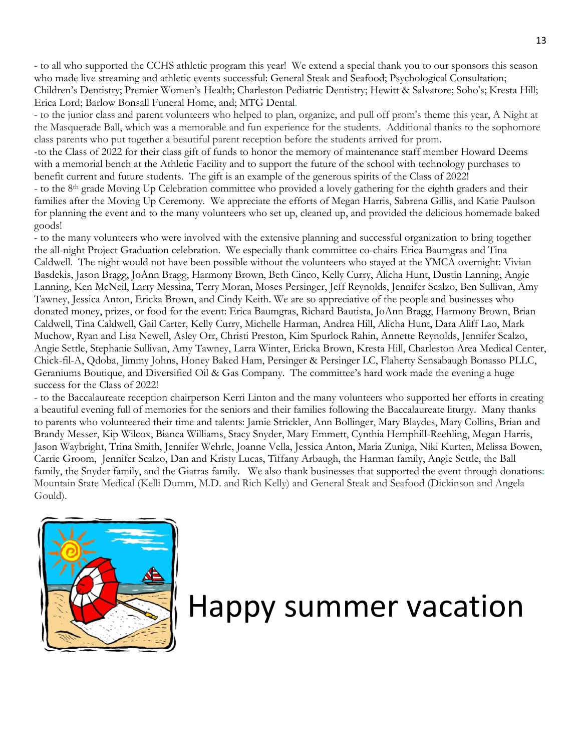- to all who supported the CCHS athletic program this year! We extend a special thank you to our sponsors this season who made live streaming and athletic events successful: General Steak and Seafood; Psychological Consultation; Children's Dentistry; Premier Women's Health; Charleston Pediatric Dentistry; Hewitt & Salvatore; Soho's; Kresta Hill; Erica Lord; Barlow Bonsall Funeral Home, and; MTG Dental.

- to the junior class and parent volunteers who helped to plan, organize, and pull off prom's theme this year, A Night at the Masquerade Ball, which was a memorable and fun experience for the students. Additional thanks to the sophomore class parents who put together a beautiful parent reception before the students arrived for prom.

-to the Class of 2022 for their class gift of funds to honor the memory of maintenance staff member Howard Deems with a memorial bench at the Athletic Facility and to support the future of the school with technology purchases to benefit current and future students. The gift is an example of the generous spirits of the Class of 2022!

- to the 8th grade Moving Up Celebration committee who provided a lovely gathering for the eighth graders and their families after the Moving Up Ceremony. We appreciate the efforts of Megan Harris, Sabrena Gillis, and Katie Paulson for planning the event and to the many volunteers who set up, cleaned up, and provided the delicious homemade baked goods!

- to the many volunteers who were involved with the extensive planning and successful organization to bring together the all-night Project Graduation celebration. We especially thank committee co-chairs Erica Baumgras and Tina Caldwell. The night would not have been possible without the volunteers who stayed at the YMCA overnight: Vivian Basdekis, Jason Bragg, JoAnn Bragg, Harmony Brown, Beth Cinco, Kelly Curry, Alicha Hunt, Dustin Lanning, Angie Lanning, Ken McNeil, Larry Messina, Terry Moran, Moses Persinger, Jeff Reynolds, Jennifer Scalzo, Ben Sullivan, Amy Tawney, Jessica Anton, Ericka Brown, and Cindy Keith. We are so appreciative of the people and businesses who donated money, prizes, or food for the event: Erica Baumgras, Richard Bautista, JoAnn Bragg, Harmony Brown, Brian Caldwell, Tina Caldwell, Gail Carter, Kelly Curry, Michelle Harman, Andrea Hill, Alicha Hunt, Dara Aliff Lao, Mark Muchow, Ryan and Lisa Newell, Asley Orr, Christi Preston, Kim Spurlock Rahin, Annette Reynolds, Jennifer Scalzo, Angie Settle, Stephanie Sullivan, Amy Tawney, Larra Winter, Ericka Brown, Kresta Hill, Charleston Area Medical Center, Chick-fil-A, Qdoba, Jimmy Johns, Honey Baked Ham, Persinger & Persinger LC, Flaherty Sensabaugh Bonasso PLLC, Geraniums Boutique, and Diversified Oil & Gas Company. The committee's hard work made the evening a huge success for the Class of 2022!

- to the Baccalaureate reception chairperson Kerri Linton and the many volunteers who supported her efforts in creating a beautiful evening full of memories for the seniors and their families following the Baccalaureate liturgy. Many thanks to parents who volunteered their time and talents: Jamie Strickler, Ann Bollinger, Mary Blaydes, Mary Collins, Brian and Brandy Messer, Kip Wilcox, Bianca Williams, Stacy Snyder, Mary Emmett, Cynthia Hemphill-Reehling, Megan Harris, Jason Waybright, Trina Smith, Jennifer Wehrle, Joanne Vella, Jessica Anton, Maria Zuniga, Niki Kurten, Melissa Bowen, Carrie Groom, Jennifer Scalzo, Dan and Kristy Lucas, Tiffany Arbaugh, the Harman family, Angie Settle, the Ball family, the Snyder family, and the Giatras family. We also thank businesses that supported the event through donations: Mountain State Medical (Kelli Dumm, M.D. and Rich Kelly) and General Steak and Seafood (Dickinson and Angela Gould).

# Happy summer vacation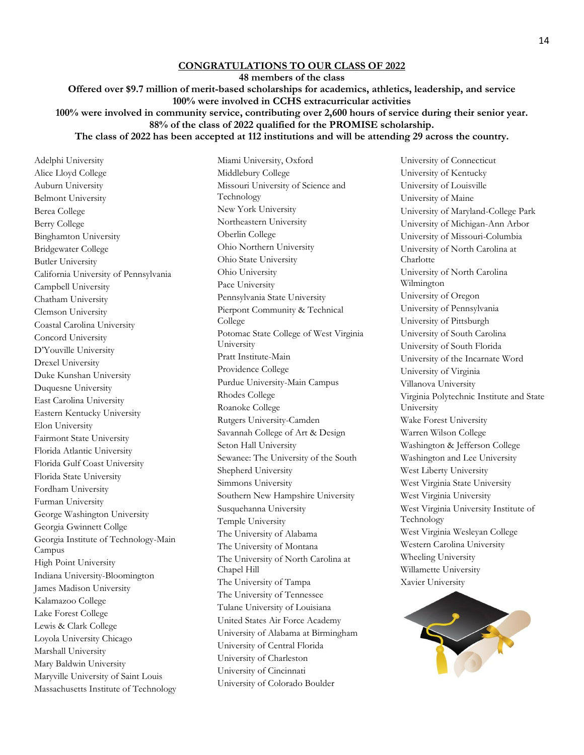## CONGRATULATIONS TO OUR CLASS OF 2022

**48 members of the class**

**Offered over $9.7 million of merit-based scholarships for academics, athletics, leadership, and service**

**100% were involved in CCHS extracurricular activities**

**100% were involved in community service, contributing over 2,600 hours of service during their senior year.**

**88% of the class of 2022 qualified for the PROMISE scholarship.**

**The class of 2022 has been accepted at 112 institutions and will be attending 29 across the country.**

Adelphi University
Alice Lloyd College
Auburn University
Belmont University
Berea College
Berry College
Binghamton University
Bridgewater College
Butler University
California University of Pennsylvania
Campbell University
Chatham University
Clemson University
Coastal Carolina University
Concord University
D'Youville University
Drexel University
Duke Kunshan University
Duquesne University
East Carolina University
Eastern Kentucky University
Elon University
Fairmont State University
Florida Atlantic University
Florida Gulf Coast University
Florida State University
Fordham University
Furman University
George Washington University
Georgia Gwinnett Collge
Georgia Institute of Technology-Main Campus
High Point University
Indiana University-Bloomington
James Madison University
Kalamazoo College
Lake Forest College
Lewis & Clark College
Loyola University Chicago
Marshall University
Mary Baldwin University
Maryville University of Saint Louis
Massachusetts Institute of Technology
Miami University, Oxford
Middlebury College
Missouri University of Science and Technology
New York University
Northeastern University
Oberlin College
Ohio Northern University
Ohio State University
Ohio University
Pace University
Pennsylvania State University
Pierpont Community & Technical College
Potomac State College of West Virginia University
Pratt Institute-Main
Providence College
Purdue University-Main Campus
Rhodes College
Roanoke College
Rutgers University-Camden
Savannah College of Art & Design
Seton Hall University
Sewanee: The University of the South
Shepherd University
Simmons University
Southern New Hampshire University
Susquehanna University
Temple University
The University of Alabama
The University of Montana
The University of North Carolina at Chapel Hill
The University of Tampa
The University of Tennessee
Tulane University of Louisiana
United States Air Force Academy
University of Alabama at Birmingham
University of Central Florida
University of Charleston
University of Cincinnati
University of Colorado Boulder
University of Connecticut
University of Kentucky
University of Louisville
University of Maine
University of Maryland-College Park
University of Michigan-Ann Arbor
University of Missouri-Columbia
University of North Carolina at Charlotte
University of North Carolina Wilmington
University of Oregon
University of Pennsylvania
University of Pittsburgh
University of South Carolina
University of South Florida
University of the Incarnate Word
University of Virginia
Villanova University
Virginia Polytechnic Institute and State University
Wake Forest University
Warren Wilson College
Washington & Jefferson College
Washington and Lee University
West Liberty University
West Virginia State University
West Virginia University
West Virginia University Institute of Technology
West Virginia Wesleyan College
Western Carolina University
Wheeling University
Willamette University
Xavier University